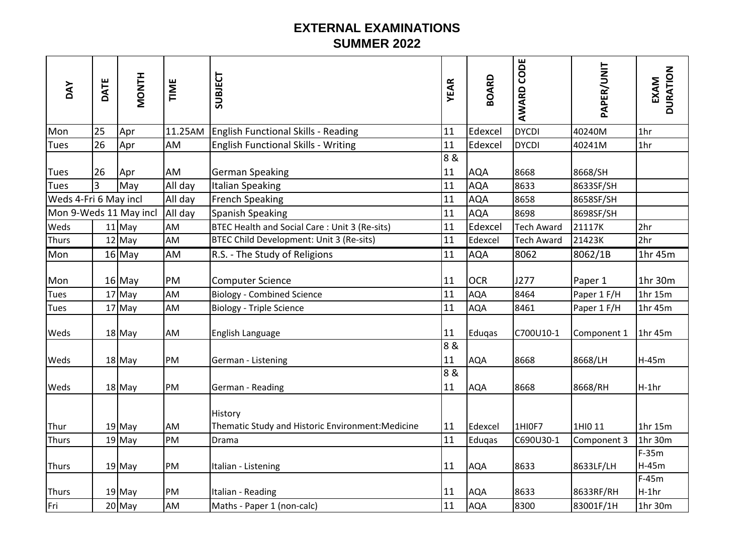# EXTERNAL EXAMINATIONS
## SUMMER 2022

| DAY | DATE | MONTH | TIME | SUBJECT | YEAR | BOARD | AWARD CODE | PAPER/UNIT | EXAM DURATION |
|---|---|---|---|---|---|---|---|---|---|
| Mon | 25 | Apr | 11.25AM | English Functional Skills - Reading | 11 | Edexcel | DYCDI | 40240M | 1hr |
| Tues | 26 | Apr | AM | English Functional Skills - Writing | 11 | Edexcel | DYCDI | 40241M | 1hr |
| Tues | 26 | Apr | AM | German Speaking | 8 & 11 | AQA | 8668 | 8668/SH | |
| Tues | 3 | May | All day | Italian Speaking | 11 | AQA | 8633 | 8633SF/SH | |
| Weds 4-Fri 6 May incl | | | All day | French Speaking | 11 | AQA | 8658 | 8658SF/SH | |
| Mon 9-Weds 11 May incl | | | All day | Spanish Speaking | 11 | AQA | 8698 | 8698SF/SH | |
| Weds | 11 | May | AM | BTEC Health and Social Care : Unit 3 (Re-sits) | 11 | Edexcel | Tech Award | 21117K | 2hr |
| Thurs | 12 | May | AM | BTEC Child Development: Unit 3 (Re-sits) | 11 | Edexcel | Tech Award | 21423K | 2hr |
| Mon | 16 | May | AM | R.S. - The Study of Religions | 11 | AQA | 8062 | 8062/1B | 1hr 45m |
| Mon | 16 | May | PM | Computer Science | 11 | OCR | J277 | Paper 1 | 1hr 30m |
| Tues | 17 | May | AM | Biology - Combined Science | 11 | AQA | 8464 | Paper 1 F/H | 1hr 15m |
| Tues | 17 | May | AM | Biology - Triple Science | 11 | AQA | 8461 | Paper 1 F/H | 1hr 45m |
| Weds | 18 | May | AM | English Language | 11 | Eduqas | C700U10-1 | Component 1 | 1hr 45m |
| Weds | 18 | May | PM | German - Listening | 8 & 11 | AQA | 8668 | 8668/LH | H-45m |
| Weds | 18 | May | PM | German - Reading | 8 & 11 | AQA | 8668 | 8668/RH | H-1hr |
| Thur | 19 | May | AM | History Thematic Study and Historic Environment:Medicine | 11 | Edexcel | 1HI0F7 | 1HI0 11 | 1hr 15m |
| Thurs | 19 | May | PM | Drama | 11 | Eduqas | C690U30-1 | Component 3 | 1hr 30m |
| Thurs | 19 | May | PM | Italian - Listening | 11 | AQA | 8633 | 8633LF/LH | F-35m H-45m |
| Thurs | 19 | May | PM | Italian - Reading | 11 | AQA | 8633 | 8633RF/RH | F-45m H-1hr |
| Fri | 20 | May | AM | Maths - Paper 1 (non-calc) | 11 | AQA | 8300 | 83001F/1H | 1hr 30m |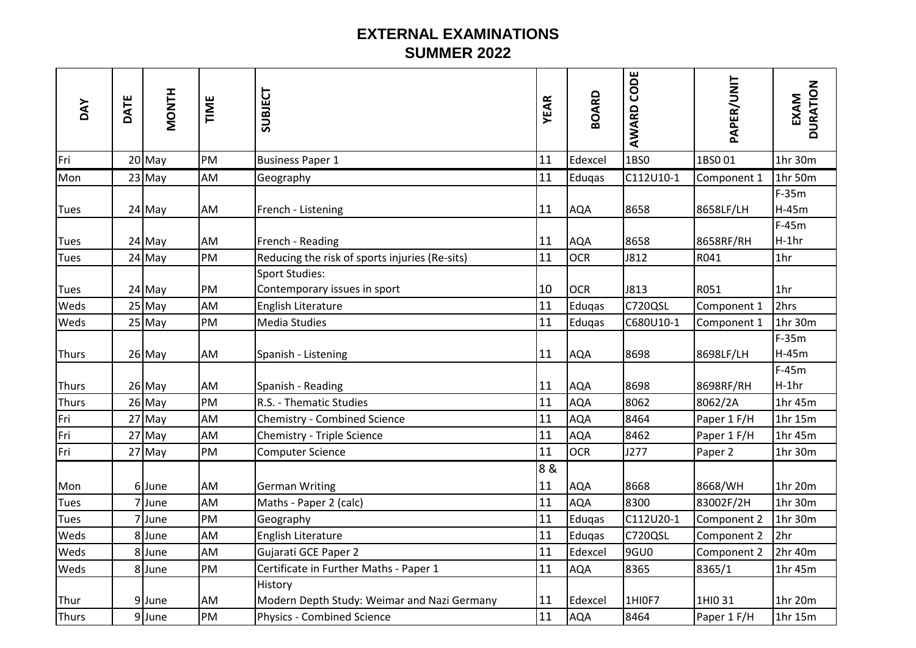# EXTERNAL EXAMINATIONS
## SUMMER 2022

| DAY | DATE | MONTH | TIME | SUBJECT | YEAR | BOARD | AWARD CODE | PAPER/UNIT | EXAM DURATION |
|---|---|---|---|---|---|---|---|---|---|
| Fri | 20 | May | PM | Business Paper 1 | 11 | Edexcel | 1BS0 | 1BS0 01 | 1hr 30m |
| Mon | 23 | May | AM | Geography | 11 | Eduqas | C112U10-1 | Component 1 | 1hr 50m |
| Tues | 24 | May | AM | French - Listening | 11 | AQA | 8658 | 8658LF/LH | F-35m H-45m |
| Tues | 24 | May | AM | French - Reading | 11 | AQA | 8658 | 8658RF/RH | F-45m H-1hr |
| Tues | 24 | May | PM | Reducing the risk of sports injuries (Re-sits) | 11 | OCR | J812 | R041 | 1hr |
| Tues | 24 | May | PM | Sport Studies: Contemporary issues in sport | 10 | OCR | J813 | R051 | 1hr |
| Weds | 25 | May | AM | English Literature | 11 | Eduqas | C720QSL | Component 1 | 2hrs |
| Weds | 25 | May | PM | Media Studies | 11 | Eduqas | C680U10-1 | Component 1 | 1hr 30m |
| Thurs | 26 | May | AM | Spanish - Listening | 11 | AQA | 8698 | 8698LF/LH | F-35m H-45m |
| Thurs | 26 | May | AM | Spanish - Reading | 11 | AQA | 8698 | 8698RF/RH | F-45m H-1hr |
| Thurs | 26 | May | PM | R.S. - Thematic Studies | 11 | AQA | 8062 | 8062/2A | 1hr 45m |
| Fri | 27 | May | AM | Chemistry - Combined Science | 11 | AQA | 8464 | Paper 1 F/H | 1hr 15m |
| Fri | 27 | May | AM | Chemistry - Triple Science | 11 | AQA | 8462 | Paper 1 F/H | 1hr 45m |
| Fri | 27 | May | PM | Computer Science | 11 | OCR | J277 | Paper 2 | 1hr 30m |
| Mon | 6 | June | AM | German Writing | 8 & 11 | AQA | 8668 | 8668/WH | 1hr 20m |
| Tues | 7 | June | AM | Maths - Paper 2 (calc) | 11 | AQA | 8300 | 83002F/2H | 1hr 30m |
| Tues | 7 | June | PM | Geography | 11 | Eduqas | C112U20-1 | Component 2 | 1hr 30m |
| Weds | 8 | June | AM | English Literature | 11 | Eduqas | C720QSL | Component 2 | 2hr |
| Weds | 8 | June | AM | Gujarati GCE Paper 2 | 11 | Edexcel | 9GU0 | Component 2 | 2hr 40m |
| Weds | 8 | June | PM | Certificate in Further Maths - Paper 1 | 11 | AQA | 8365 | 8365/1 | 1hr 45m |
| Thur | 9 | June | AM | History Modern Depth Study: Weimar and Nazi Germany | 11 | Edexcel | 1HI0F7 | 1HI0 31 | 1hr 20m |
| Thurs | 9 | June | PM | Physics - Combined Science | 11 | AQA | 8464 | Paper 1 F/H | 1hr 15m |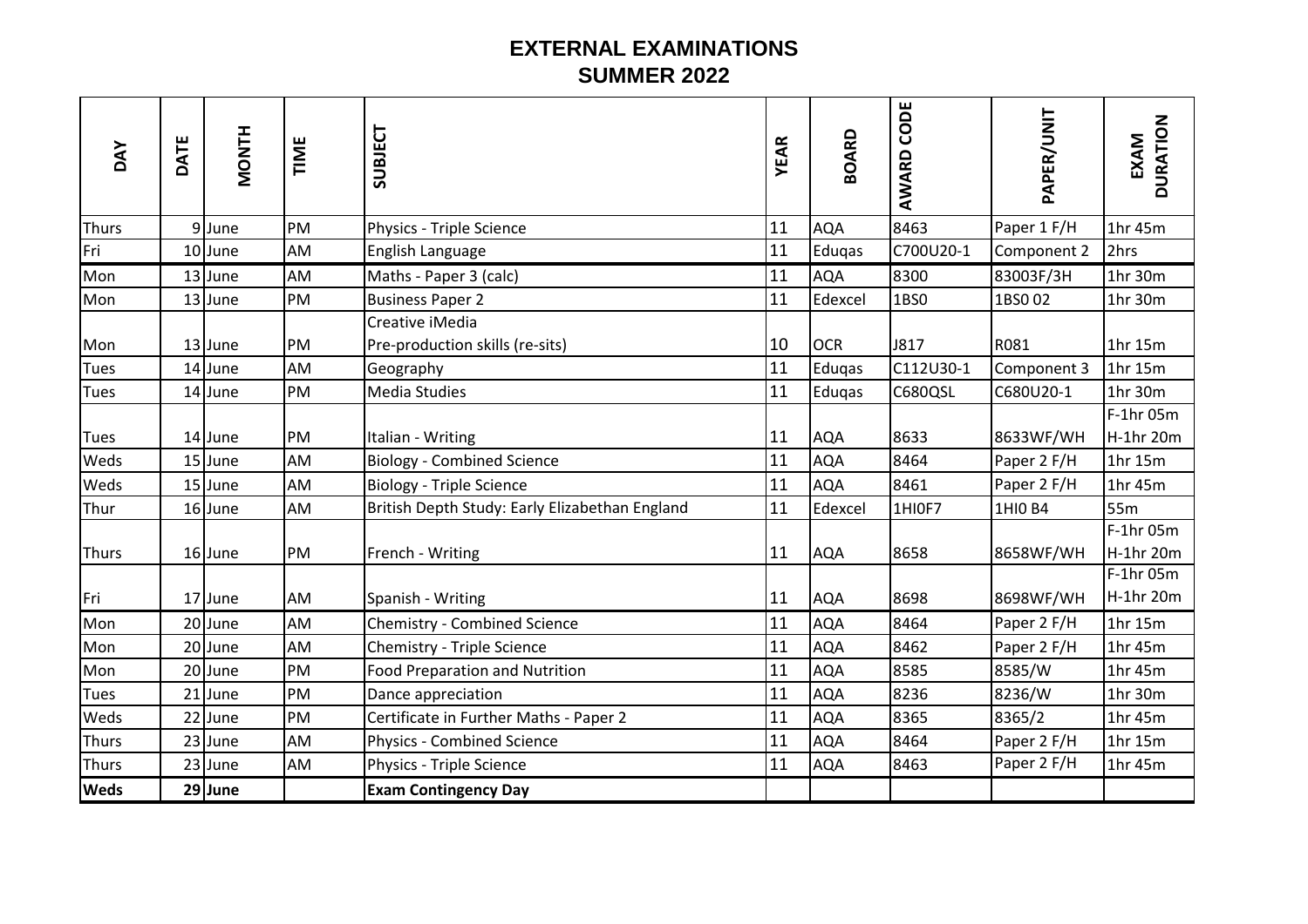# EXTERNAL EXAMINATIONS
## SUMMER 2022

| DAY | DATE | MONTH | TIME | SUBJECT | YEAR | BOARD | AWARD CODE | PAPER/UNIT | EXAM DURATION |
|---|---|---|---|---|---|---|---|---|---|
| Thurs | 9 | June | PM | Physics - Triple Science | 11 | AQA | 8463 | Paper 1 F/H | 1hr 45m |
| Fri | 10 | June | AM | English Language | 11 | Eduqas | C700U20-1 | Component 2 | 2hrs |
| Mon | 13 | June | AM | Maths - Paper 3 (calc) | 11 | AQA | 8300 | 83003F/3H | 1hr 30m |
| Mon | 13 | June | PM | Business Paper 2 | 11 | Edexcel | 1BS0 | 1BS0 02 | 1hr 30m |
| Mon | 13 | June | PM | Creative iMedia Pre-production skills (re-sits) | 10 | OCR | J817 | R081 | 1hr 15m |
| Tues | 14 | June | AM | Geography | 11 | Eduqas | C112U30-1 | Component 3 | 1hr 15m |
| Tues | 14 | June | PM | Media Studies | 11 | Eduqas | C680QSL | C680U20-1 | 1hr 30m |
| Tues | 14 | June | PM | Italian - Writing | 11 | AQA | 8633 | 8633WF/WH | F-1hr 05m H-1hr 20m |
| Weds | 15 | June | AM | Biology - Combined Science | 11 | AQA | 8464 | Paper 2 F/H | 1hr 15m |
| Weds | 15 | June | AM | Biology - Triple Science | 11 | AQA | 8461 | Paper 2 F/H | 1hr 45m |
| Thur | 16 | June | AM | British Depth Study: Early Elizabethan England | 11 | Edexcel | 1HI0F7 | 1HI0 B4 | 55m |
| Thurs | 16 | June | PM | French - Writing | 11 | AQA | 8658 | 8658WF/WH | F-1hr 05m H-1hr 20m |
| Fri | 17 | June | AM | Spanish - Writing | 11 | AQA | 8698 | 8698WF/WH | F-1hr 05m H-1hr 20m |
| Mon | 20 | June | AM | Chemistry - Combined Science | 11 | AQA | 8464 | Paper 2 F/H | 1hr 15m |
| Mon | 20 | June | AM | Chemistry - Triple Science | 11 | AQA | 8462 | Paper 2 F/H | 1hr 45m |
| Mon | 20 | June | PM | Food Preparation and Nutrition | 11 | AQA | 8585 | 8585/W | 1hr 45m |
| Tues | 21 | June | PM | Dance appreciation | 11 | AQA | 8236 | 8236/W | 1hr 30m |
| Weds | 22 | June | PM | Certificate in Further Maths - Paper 2 | 11 | AQA | 8365 | 8365/2 | 1hr 45m |
| Thurs | 23 | June | AM | Physics - Combined Science | 11 | AQA | 8464 | Paper 2 F/H | 1hr 15m |
| Thurs | 23 | June | AM | Physics - Triple Science | 11 | AQA | 8463 | Paper 2 F/H | 1hr 45m |
| **Weds** | **29** | **June** | | **Exam Contingency Day** | | | | | |